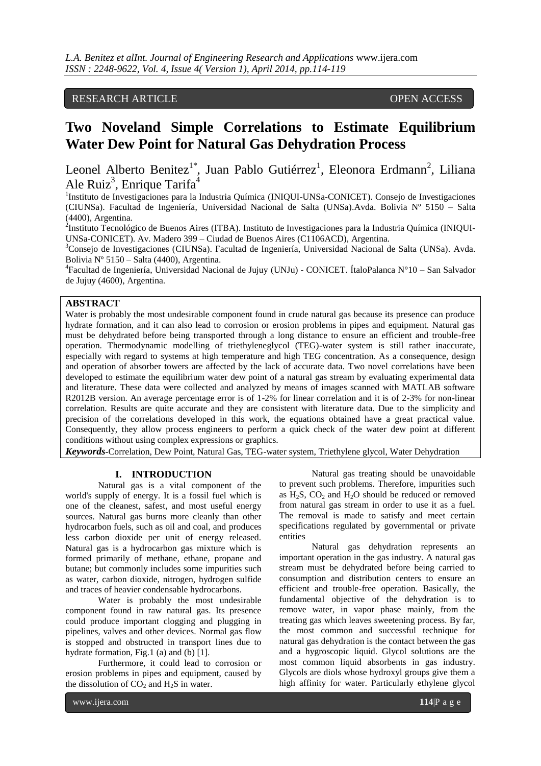RESEARCH ARTICLE OPEN ACCESS

# Two Noveland Simple Correlations to Estimate Equilibrium Water Dew Point for Natural Gas Dehydration Process

Leonel Alberto Benitez[1*], Juan Pablo Gutiérrez[1], Eleonora Erdmann[2], Liliana Ale Ruiz[3], Enrique Tarifa[4]

[1]Instituto de Investigaciones para la Industria Química (INIQUI-UNSa-CONICET). Consejo de Investigaciones (CIUNSa). Facultad de Ingeniería, Universidad Nacional de Salta (UNSa).Avda. Bolivia Nº 5150 – Salta (4400), Argentina.

[2]Instituto Tecnológico de Buenos Aires (ITBA). Instituto de Investigaciones para la Industria Química (INIQUI-UNSa-CONICET). Av. Madero 399 – Ciudad de Buenos Aires (C1106ACD), Argentina.

[3]Consejo de Investigaciones (CIUNSa). Facultad de Ingeniería, Universidad Nacional de Salta (UNSa). Avda. Bolivia Nº 5150 – Salta (4400), Argentina.

[4]Facultad de Ingeniería, Universidad Nacional de Jujuy (UNJu) - CONICET. ÍtaloPalanca N°10 – San Salvador de Jujuy (4600), Argentina.

## ABSTRACT

Water is probably the most undesirable component found in crude natural gas because its presence can produce hydrate formation, and it can also lead to corrosion or erosion problems in pipes and equipment. Natural gas must be dehydrated before being transported through a long distance to ensure an efficient and trouble-free operation. Thermodynamic modelling of triethyleneglycol (TEG)-water system is still rather inaccurate, especially with regard to systems at high temperature and high TEG concentration. As a consequence, design and operation of absorber towers are affected by the lack of accurate data. Two novel correlations have been developed to estimate the equilibrium water dew point of a natural gas stream by evaluating experimental data and literature. These data were collected and analyzed by means of images scanned with MATLAB software R2012B version. An average percentage error is of 1-2% for linear correlation and it is of 2-3% for non-linear correlation. Results are quite accurate and they are consistent with literature data. Due to the simplicity and precision of the correlations developed in this work, the equations obtained have a great practical value. Consequently, they allow process engineers to perform a quick check of the water dew point at different conditions without using complex expressions or graphics.

***Keywords*****-**Correlation, Dew Point, Natural Gas, TEG-water system, Triethylene glycol, Water Dehydration

## I. INTRODUCTION

Natural gas is a vital component of the world's supply of energy. It is a fossil fuel which is one of the cleanest, safest, and most useful energy sources. Natural gas burns more cleanly than other hydrocarbon fuels, such as oil and coal, and produces less carbon dioxide per unit of energy released. Natural gas is a hydrocarbon gas mixture which is formed primarily of methane, ethane, propane and butane; but commonly includes some impurities such as water, carbon dioxide, nitrogen, hydrogen sulfide and traces of heavier condensable hydrocarbons.

Water is probably the most undesirable component found in raw natural gas. Its presence could produce important clogging and plugging in pipelines, valves and other devices. Normal gas flow is stopped and obstructed in transport lines due to hydrate formation, Fig.1 (a) and (b) [1].

Furthermore, it could lead to corrosion or erosion problems in pipes and equipment, caused by the dissolution of $CO_2$ and $H_2S$ in water.

Natural gas treating should be unavoidable to prevent such problems. Therefore, impurities such as $H_2S$, $CO_2$ and $H_2O$ should be reduced or removed from natural gas stream in order to use it as a fuel. The removal is made to satisfy and meet certain specifications regulated by governmental or private entities

Natural gas dehydration represents an important operation in the gas industry. A natural gas stream must be dehydrated before being carried to consumption and distribution centers to ensure an efficient and trouble-free operation. Basically, the fundamental objective of the dehydration is to remove water, in vapor phase mainly, from the treating gas which leaves sweetening process. By far, the most common and successful technique for natural gas dehydration is the contact between the gas and a hygroscopic liquid. Glycol solutions are the most common liquid absorbents in gas industry. Glycols are diols whose hydroxyl groups give them a high affinity for water. Particularly ethylene glycol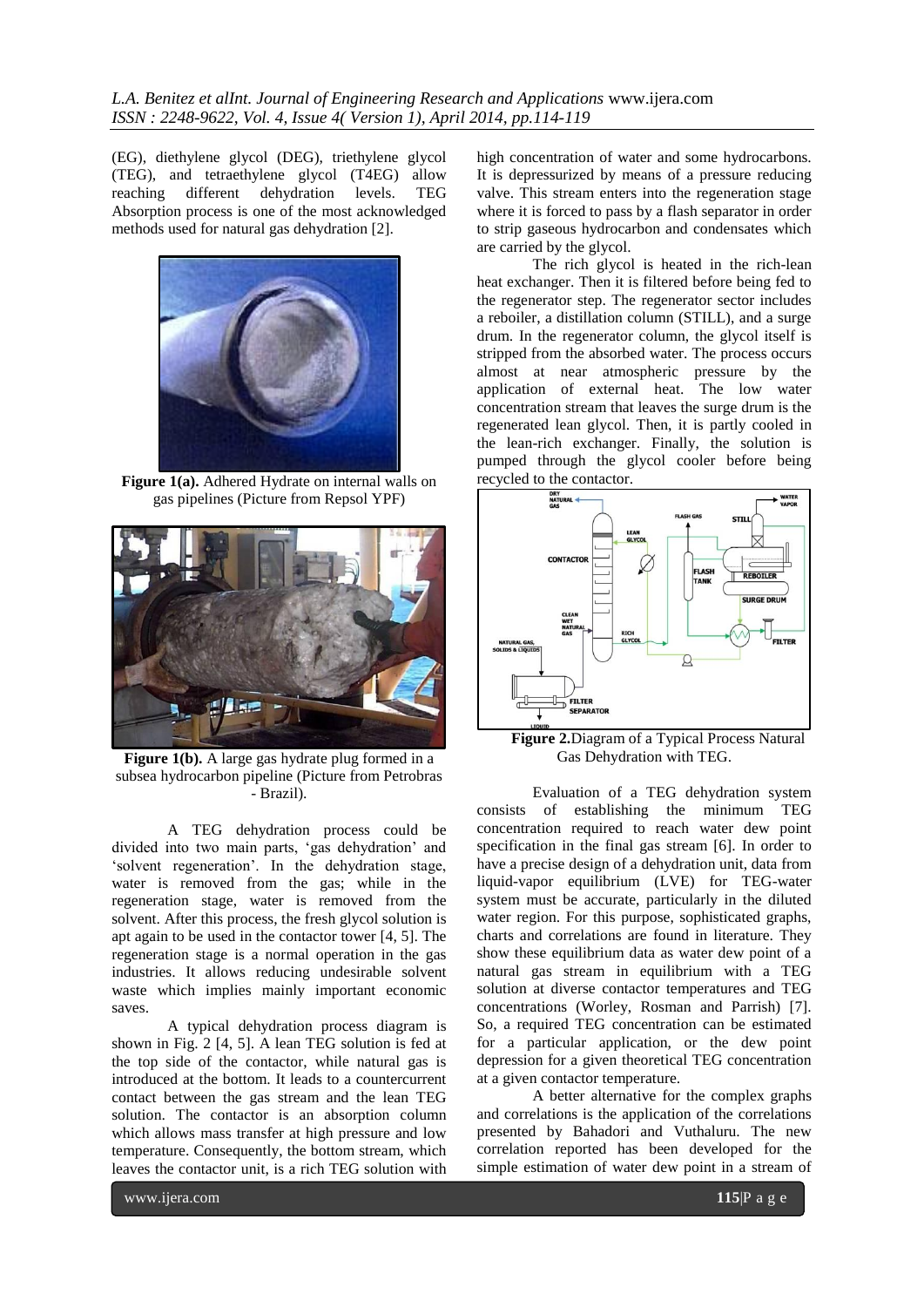(EG), diethylene glycol (DEG), triethylene glycol (TEG), and tetraethylene glycol (T4EG) allow reaching different dehydration levels. TEG Absorption process is one of the most acknowledged methods used for natural gas dehydration [2].

**Figure 1(a).** Adhered Hydrate on internal walls on gas pipelines (Picture from Repsol YPF)

**Figure 1(b).** A large gas hydrate plug formed in a subsea hydrocarbon pipeline (Picture from Petrobras - Brazil).

A TEG dehydration process could be divided into two main parts, 'gas dehydration' and 'solvent regeneration'. In the dehydration stage, water is removed from the gas; while in the regeneration stage, water is removed from the solvent. After this process, the fresh glycol solution is apt again to be used in the contactor tower [4, 5]. The regeneration stage is a normal operation in the gas industries. It allows reducing undesirable solvent waste which implies mainly important economic saves.

A typical dehydration process diagram is shown in Fig. 2 [4, 5]. A lean TEG solution is fed at the top side of the contactor, while natural gas is introduced at the bottom. It leads to a countercurrent contact between the gas stream and the lean TEG solution. The contactor is an absorption column which allows mass transfer at high pressure and low temperature. Consequently, the bottom stream, which leaves the contactor unit, is a rich TEG solution with high concentration of water and some hydrocarbons. It is depressurized by means of a pressure reducing valve. This stream enters into the regeneration stage where it is forced to pass by a flash separator in order to strip gaseous hydrocarbon and condensates which are carried by the glycol.

The rich glycol is heated in the rich-lean heat exchanger. Then it is filtered before being fed to the regenerator step. The regenerator sector includes a reboiler, a distillation column (STILL), and a surge drum. In the regenerator column, the glycol itself is stripped from the absorbed water. The process occurs almost at near atmospheric pressure by the application of external heat. The low water concentration stream that leaves the surge drum is the regenerated lean glycol. Then, it is partly cooled in the lean-rich exchanger. Finally, the solution is pumped through the glycol cooler before being recycled to the contactor.

**Figure 2.** Diagram of a Typical Process Natural Gas Dehydration with TEG.

Evaluation of a TEG dehydration system consists of establishing the minimum TEG concentration required to reach water dew point specification in the final gas stream [6]. In order to have a precise design of a dehydration unit, data from liquid-vapor equilibrium (LVE) for TEG-water system must be accurate, particularly in the diluted water region. For this purpose, sophisticated graphs, charts and correlations are found in literature. They show these equilibrium data as water dew point of a natural gas stream in equilibrium with a TEG solution at diverse contactor temperatures and TEG concentrations (Worley, Rosman and Parrish) [7]. So, a required TEG concentration can be estimated for a particular application, or the dew point depression for a given theoretical TEG concentration at a given contactor temperature.

A better alternative for the complex graphs and correlations is the application of the correlations presented by Bahadori and Vuthaluru. The new correlation reported has been developed for the simple estimation of water dew point in a stream of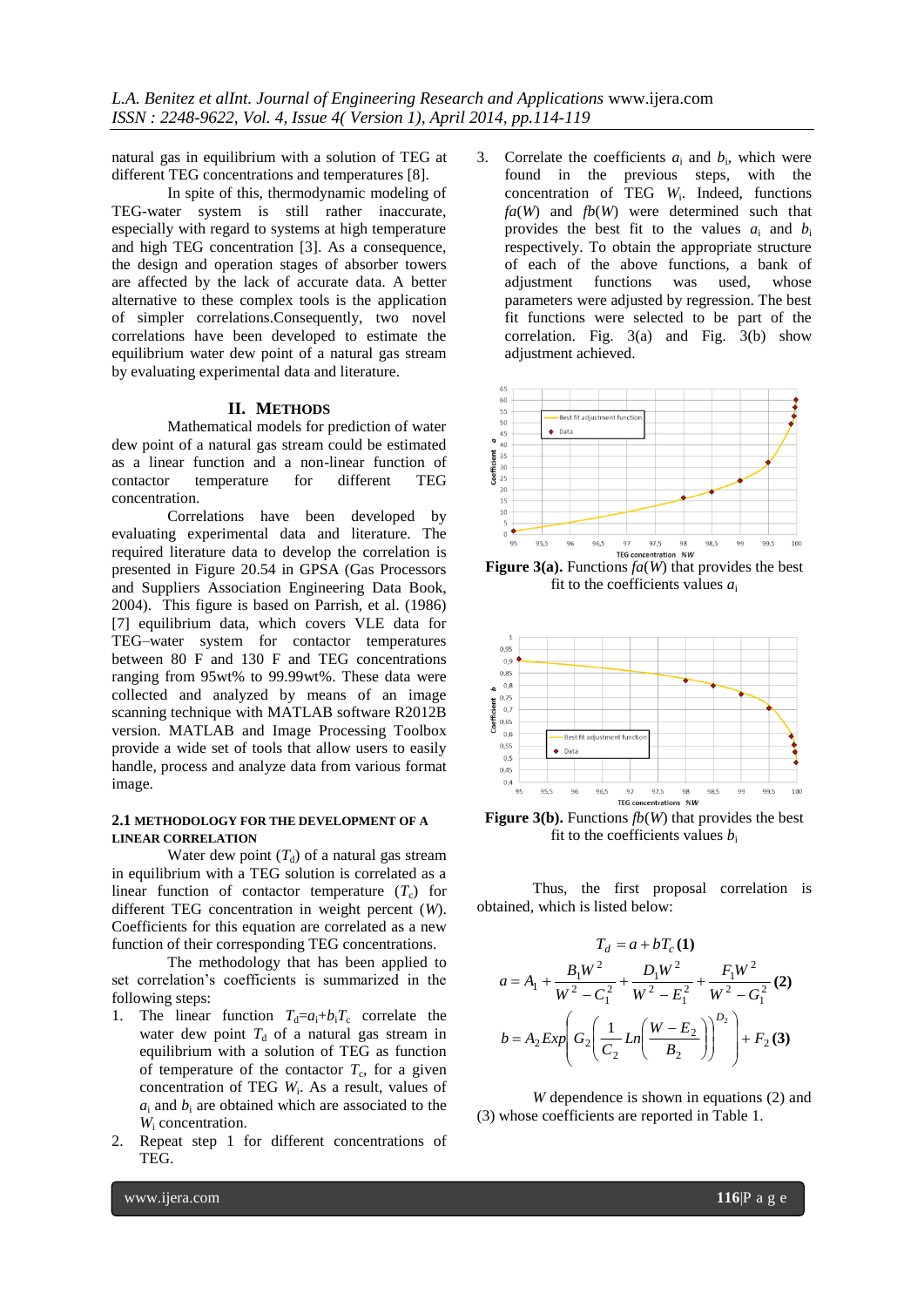natural gas in equilibrium with a solution of TEG at different TEG concentrations and temperatures [8].

In spite of this, thermodynamic modeling of TEG-water system is still rather inaccurate, especially with regard to systems at high temperature and high TEG concentration [3]. As a consequence, the design and operation stages of absorber towers are affected by the lack of accurate data. A better alternative to these complex tools is the application of simpler correlations.Consequently, two novel correlations have been developed to estimate the equilibrium water dew point of a natural gas stream by evaluating experimental data and literature.

## II. Methods

Mathematical models for prediction of water dew point of a natural gas stream could be estimated as a linear function and a non-linear function of contactor temperature for different TEG concentration.

Correlations have been developed by evaluating experimental data and literature. The required literature data to develop the correlation is presented in Figure 20.54 in GPSA (Gas Processors and Suppliers Association Engineering Data Book, 2004). This figure is based on Parrish, et al. (1986) [7] equilibrium data, which covers VLE data for TEG–water system for contactor temperatures between 80 F and 130 F and TEG concentrations ranging from 95wt% to 99.99wt%. These data were collected and analyzed by means of an image scanning technique with MATLAB software R2012B version. MATLAB and Image Processing Toolbox provide a wide set of tools that allow users to easily handle, process and analyze data from various format image.

### 2.1 Methodology for the development of a linear correlation

Water dew point ($T_d$) of a natural gas stream in equilibrium with a TEG solution is correlated as a linear function of contactor temperature ($T_c$) for different TEG concentration in weight percent ($W$). Coefficients for this equation are correlated as a new function of their corresponding TEG concentrations.

The methodology that has been applied to set correlation's coefficients is summarized in the following steps:

1. The linear function $T_d = a_i + b_i T_c$ correlate the water dew point $T_d$ of a natural gas stream in equilibrium with a solution of TEG as function of temperature of the contactor $T_c$, for a given concentration of TEG $W_i$. As a result, values of $a_i$ and $b_i$ are obtained which are associated to the $W_i$ concentration.
2. Repeat step 1 for different concentrations of TEG.
3. Correlate the coefficients $a_i$ and $b_i$, which were found in the previous steps, with the concentration of TEG $W_i$. Indeed, functions $fa(W)$ and $fb(W)$ were determined such that provides the best fit to the values $a_i$ and $b_i$ respectively. To obtain the appropriate structure of each of the above functions, a bank of adjustment functions was used, whose parameters were adjusted by regression. The best fit functions were selected to be part of the correlation. Fig. 3(a) and Fig. 3(b) show adjustment achieved.

**Figure 3(a).** Functions $fa(W)$ that provides the best fit to the coefficients values $a_i$

**Figure 3(b).** Functions $fb(W)$ that provides the best fit to the coefficients values $b_i$

Thus, the first proposal correlation is obtained, which is listed below:

$$T_d = a + bT_c \quad \textbf{(1)}$$

$$a = A_1 + \frac{B_1 W^2}{W^2 - C_1^2} + \frac{D_1 W^2}{W^2 - E_1^2} + \frac{F_1 W^2}{W^2 - G_1^2} \quad \textbf{(2)}$$

$$b = A_2 Exp\left( G_2 \left( \frac{1}{C_2} Ln\left( \frac{W - E_2}{B_2} \right) \right)^{D_2} \right) + F_2 \quad \textbf{(3)}$$

$W$ dependence is shown in equations (2) and (3) whose coefficients are reported in Table 1.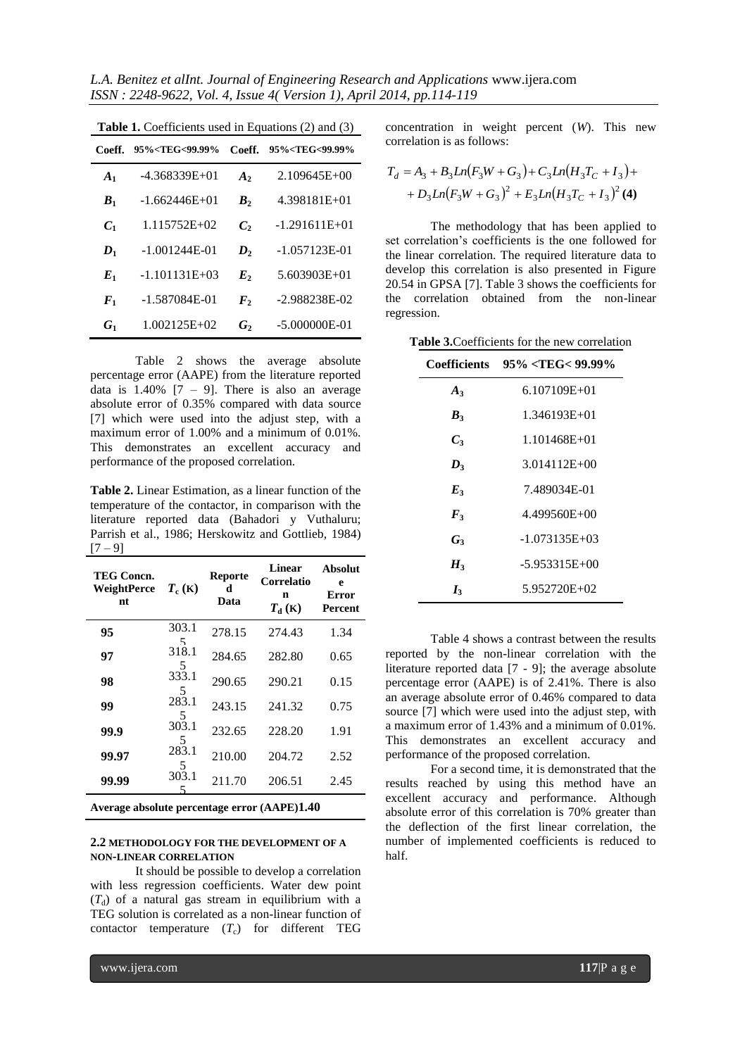**Table 1.** Coefficients used in Equations (2) and (3)

| Coeff. | 95%<TEG<99.99% | Coeff. | 95%<TEG<99.99% |
|---|---|---|---|
| $A_1$ | -4.368339E+01 | $A_2$ | 2.109645E+00 |
| $B_1$ | -1.662446E+01 | $B_2$ | 4.398181E+01 |
| $C_1$ | 1.115752E+02 | $C_2$ | -1.291611E+01 |
| $D_1$ | -1.001244E-01 | $D_2$ | -1.057123E-01 |
| $E_1$ | -1.101131E+03 | $E_2$ | 5.603903E+01 |
| $F_1$ | -1.587084E-01 | $F_2$ | -2.988238E-02 |
| $G_1$ | 1.002125E+02 | $G_2$ | -5.000000E-01 |

Table 2 shows the average absolute percentage error (AAPE) from the literature reported data is 1.40% [7 – 9]. There is also an average absolute error of 0.35% compared with data source [7] which were used into the adjust step, with a maximum error of 1.00% and a minimum of 0.01%. This demonstrates an excellent accuracy and performance of the proposed correlation.

**Table 2.** Linear Estimation, as a linear function of the temperature of the contactor, in comparison with the literature reported data (Bahadori y Vuthaluru; Parrish et al., 1986; Herskowitz and Gottlieb, 1984) [7 – 9]

| TEG Concn. WeightPercent | $T_c$ (K) | Reported Data | Linear Correlation $T_d$ (K) | Absolute Error Percent |
|---|---|---|---|---|
| 95 | 303.15 | 278.15 | 274.43 | 1.34 |
| 97 | 318.15 | 284.65 | 282.80 | 0.65 |
| 98 | 333.15 | 290.65 | 290.21 | 0.15 |
| 99 | 283.15 | 243.15 | 241.32 | 0.75 |
| 99.9 | 303.15 | 232.65 | 228.20 | 1.91 |
| 99.97 | 283.15 | 210.00 | 204.72 | 2.52 |
| 99.99 | 303.15 | 211.70 | 206.51 | 2.45 |
| **Average absolute percentage error (AAPE)** | | | | **1.40** |

### 2.2 METHODOLOGY FOR THE DEVELOPMENT OF A NON-LINEAR CORRELATION

It should be possible to develop a correlation with less regression coefficients. Water dew point ($T_d$) of a natural gas stream in equilibrium with a TEG solution is correlated as a non-linear function of contactor temperature ($T_c$) for different TEG concentration in weight percent ($W$). This new correlation is as follows:

$$T_d = A_3 + B_3 Ln(F_3 W + G_3) + C_3 Ln(H_3 T_C + I_3) + D_3 Ln(F_3 W + G_3)^2 + E_3 Ln(H_3 T_C + I_3)^2 \quad \textbf{(4)}$$

The methodology that has been applied to set correlation's coefficients is the one followed for the linear correlation. The required literature data to develop this correlation is also presented in Figure 20.54 in GPSA [7]. Table 3 shows the coefficients for the correlation obtained from the non-linear regression.

**Table 3.** Coefficients for the new correlation

| Coefficients | 95% <TEG< 99.99% |
|---|---|
| $A_3$ | 6.107109E+01 |
| $B_3$ | 1.346193E+01 |
| $C_3$ | 1.101468E+01 |
| $D_3$ | 3.014112E+00 |
| $E_3$ | 7.489034E-01 |
| $F_3$ | 4.499560E+00 |
| $G_3$ | -1.073135E+03 |
| $H_3$ | -5.953315E+00 |
| $I_3$ | 5.952720E+02 |

Table 4 shows a contrast between the results reported by the non-linear correlation with the literature reported data [7 - 9]; the average absolute percentage error (AAPE) is of 2.41%. There is also an average absolute error of 0.46% compared to data source [7] which were used into the adjust step, with a maximum error of 1.43% and a minimum of 0.01%. This demonstrates an excellent accuracy and performance of the proposed correlation.

For a second time, it is demonstrated that the results reached by using this method have an excellent accuracy and performance. Although absolute error of this correlation is 70% greater than the deflection of the first linear correlation, the number of implemented coefficients is reduced to half.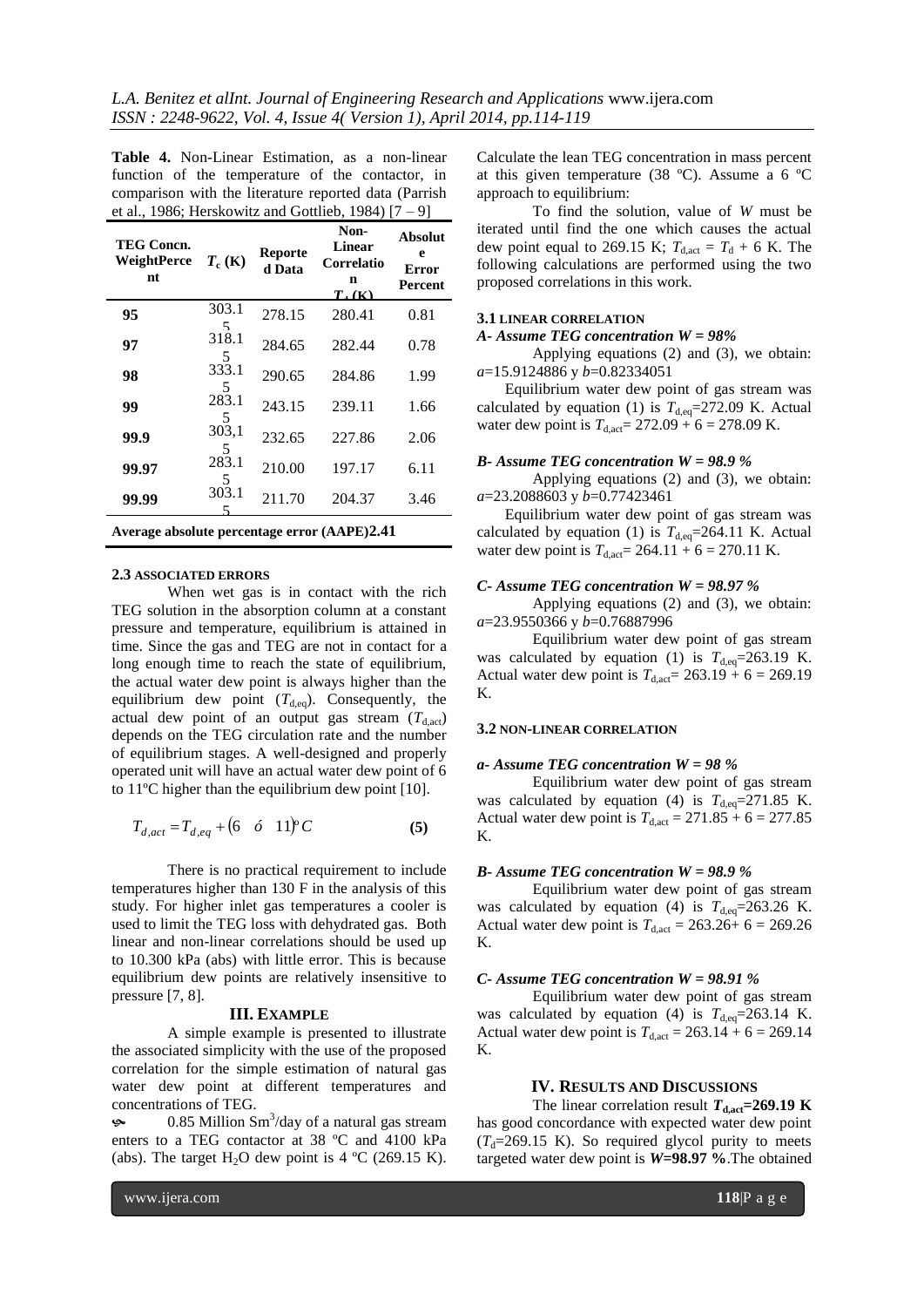**Table 4.** Non-Linear Estimation, as a non-linear function of the temperature of the contactor, in comparison with the literature reported data (Parrish et al., 1986; Herskowitz and Gottlieb, 1984) [7 – 9]

| TEG Concn. WeightPercent | $T_c$ (K) | Reported Data | Non-Linear Correlation $T_d$ (K) | Absolute Error Percent |
|---|---|---|---|---|
| **95** | 303.15 | 278.15 | 280.41 | 0.81 |
| **97** | 318.15 | 284.65 | 282.44 | 0.78 |
| **98** | 333.15 | 290.65 | 284.86 | 1.99 |
| **99** | 283.15 | 243.15 | 239.11 | 1.66 |
| **99.9** | 303,15 | 232.65 | 227.86 | 2.06 |
| **99.97** | 283.15 | 210.00 | 197.17 | 6.11 |
| **99.99** | 303.15 | 211.70 | 204.37 | 3.46 |
| **Average absolute percentage error (AAPE)2.41** | | | | |

### 2.3 ASSOCIATED ERRORS

When wet gas is in contact with the rich TEG solution in the absorption column at a constant pressure and temperature, equilibrium is attained in time. Since the gas and TEG are not in contact for a long enough time to reach the state of equilibrium, the actual water dew point is always higher than the equilibrium dew point ($T_{d,eq}$). Consequently, the actual dew point of an output gas stream ($T_{d,act}$) depends on the TEG circulation rate and the number of equilibrium stages. A well-designed and properly operated unit will have an actual water dew point of 6 to 11ºC higher than the equilibrium dew point [10].

$$T_{d,act} = T_{d,eq} + (6 \quad ó \quad 11)^{o}C \qquad \textbf{(5)}$$

There is no practical requirement to include temperatures higher than 130 F in the analysis of this study. For higher inlet gas temperatures a cooler is used to limit the TEG loss with dehydrated gas. Both linear and non-linear correlations should be used up to 10.300 kPa (abs) with little error. This is because equilibrium dew points are relatively insensitive to pressure [7, 8].

## III. EXAMPLE

A simple example is presented to illustrate the associated simplicity with the use of the proposed correlation for the simple estimation of natural gas water dew point at different temperatures and concentrations of TEG.

- 0.85 Million $Sm^3$/day of a natural gas stream enters to a TEG contactor at 38 ºC and 4100 kPa (abs). The target $H_2O$ dew point is 4 ºC (269.15 K). Calculate the lean TEG concentration in mass percent at this given temperature (38 ºC). Assume a 6 ºC approach to equilibrium:

To find the solution, value of $W$ must be iterated until find the one which causes the actual dew point equal to 269.15 K; $T_{d,act} = T_d + 6$ K. The following calculations are performed using the two proposed correlations in this work.

### 3.1 LINEAR CORRELATION

***A- Assume TEG concentration W = 98%***

Applying equations (2) and (3), we obtain: $a$=15.9124886 y $b$=0.82334051

Equilibrium water dew point of gas stream was calculated by equation (1) is $T_{d,eq}$=272.09 K. Actual water dew point is $T_{d,act}$= 272.09 + 6 = 278.09 K.

***B- Assume TEG concentration W = 98.9 %***

Applying equations (2) and (3), we obtain: $a$=23.2088603 y $b$=0.77423461

Equilibrium water dew point of gas stream was calculated by equation (1) is $T_{d,eq}$=264.11 K. Actual water dew point is $T_{d,act}$= 264.11 + 6 = 270.11 K.

***C- Assume TEG concentration W = 98.97 %***

Applying equations (2) and (3), we obtain: $a$=23.9550366 y $b$=0.76887996

Equilibrium water dew point of gas stream was calculated by equation (1) is $T_{d,eq}$=263.19 K. Actual water dew point is $T_{d,act}$= 263.19 + 6 = 269.19 K.

### 3.2 NON-LINEAR CORRELATION

***a- Assume TEG concentration W = 98 %***

Equilibrium water dew point of gas stream was calculated by equation (4) is $T_{d,eq}$=271.85 K. Actual water dew point is $T_{d,act}$ = 271.85 + 6 = 277.85 K.

***B- Assume TEG concentration W = 98.9 %***

Equilibrium water dew point of gas stream was calculated by equation (4) is $T_{d,eq}$=263.26 K. Actual water dew point is $T_{d,act}$ = 263.26+ 6 = 269.26 K.

***C- Assume TEG concentration W = 98.91 %***

Equilibrium water dew point of gas stream was calculated by equation (4) is $T_{d,eq}$=263.14 K. Actual water dew point is $T_{d,act}$ = 263.14 + 6 = 269.14 K.

## IV. RESULTS AND DISCUSSIONS

The linear correlation result $\boldsymbol{T_{d,act}}$**=269.19 K** has good concordance with expected water dew point ($T_d$=269.15 K). So required glycol purity to meets targeted water dew point is ***W*****=98.97 %**.The obtained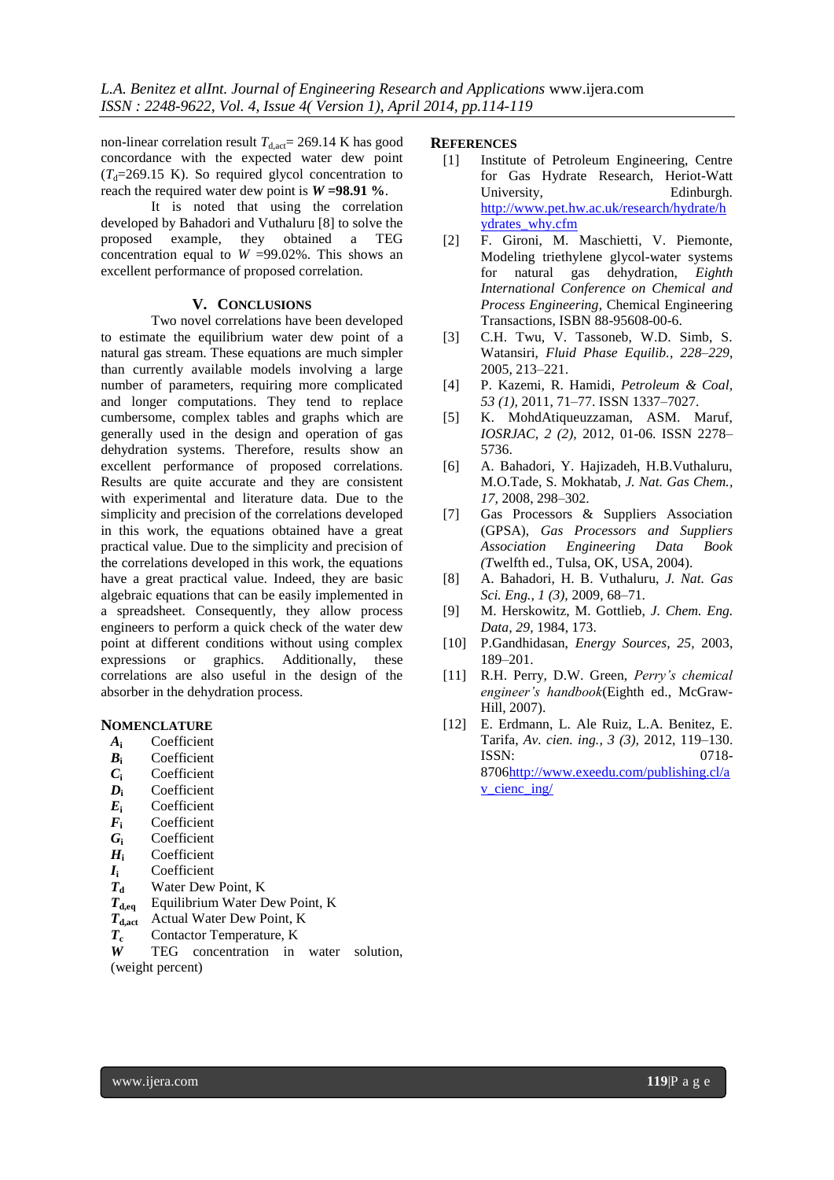non-linear correlation result $T_{d,act}$= 269.14 K has good concordance with the expected water dew point ($T_d$=269.15 K). So required glycol concentration to reach the required water dew point is ***W* =98.91 %**.

It is noted that using the correlation developed by Bahadori and Vuthaluru [8] to solve the proposed example, they obtained a TEG concentration equal to *W* =99.02%. This shows an excellent performance of proposed correlation.

## V. Conclusions

Two novel correlations have been developed to estimate the equilibrium water dew point of a natural gas stream. These equations are much simpler than currently available models involving a large number of parameters, requiring more complicated and longer computations. They tend to replace cumbersome, complex tables and graphs which are generally used in the design and operation of gas dehydration systems. Therefore, results show an excellent performance of proposed correlations. Results are quite accurate and they are consistent with experimental and literature data. Due to the simplicity and precision of the correlations developed in this work, the equations obtained have a great practical value. Due to the simplicity and precision of the correlations developed in this work, the equations have a great practical value. Indeed, they are basic algebraic equations that can be easily implemented in a spreadsheet. Consequently, they allow process engineers to perform a quick check of the water dew point at different conditions without using complex expressions or graphics. Additionally, these correlations are also useful in the design of the absorber in the dehydration process.

## Nomenclature

- $A_i$ Coefficient
- $B_i$ Coefficient
- $C_i$ Coefficient
- $D_i$ Coefficient
- $E_i$ Coefficient
- $F_i$ Coefficient
- $G_i$ Coefficient
- $H_i$ Coefficient
- $I_i$ Coefficient
- $T_d$ Water Dew Point, K
- $T_{d,eq}$ Equilibrium Water Dew Point, K
- $T_{d,act}$ Actual Water Dew Point, K
- $T_c$ Contactor Temperature, K
- $W$ TEG concentration in water solution, (weight percent)

## References

[1] Institute of Petroleum Engineering, Centre for Gas Hydrate Research, Heriot-Watt University, Edinburgh. http://www.pet.hw.ac.uk/research/hydrate/hydrates_why.cfm

[2] F. Gironi, M. Maschietti, V. Piemonte, Modeling triethylene glycol-water systems for natural gas dehydration, *Eighth International Conference on Chemical and Process Engineering*, Chemical Engineering Transactions, ISBN 88-95608-00-6.

[3] C.H. Twu, V. Tassoneb, W.D. Simb, S. Watansiri, *Fluid Phase Equilib., 228–229*, 2005, 213–221.

[4] P. Kazemi, R. Hamidi, *Petroleum & Coal, 53 (1)*, 2011, 71–77. ISSN 1337-7027.

[5] K. MohdAtiqueuzzaman, ASM. Maruf, *IOSRJAC, 2 (2)*, 2012, 01-06. ISSN 2278–5736.

[6] A. Bahadori, Y. Hajizadeh, H.B.Vuthaluru, M.O.Tade, S. Mokhatab, *J. Nat. Gas Chem., 17*, 2008, 298–302.

[7] Gas Processors & Suppliers Association (GPSA), *Gas Processors and Suppliers Association Engineering Data Book (T*welfth ed., Tulsa, OK, USA, 2004).

[8] A. Bahadori, H. B. Vuthaluru, *J. Nat. Gas Sci. Eng., 1 (3)*, 2009, 68–71.

[9] M. Herskowitz, M. Gottlieb, *J. Chem. Eng. Data, 29*, 1984, 173.

[10] P.Gandhidasan, *Energy Sources, 25*, 2003, 189–201.

[11] R.H. Perry, D.W. Green, *Perry's chemical engineer's handbook*(Eighth ed., McGraw-Hill, 2007).

[12] E. Erdmann, L. Ale Ruiz, L.A. Benitez, E. Tarifa, *Av. cien. ing., 3 (3)*, 2012, 119–130. ISSN: 0718-8706http://www.exeedu.com/publishing.cl/av_cienc_ing/